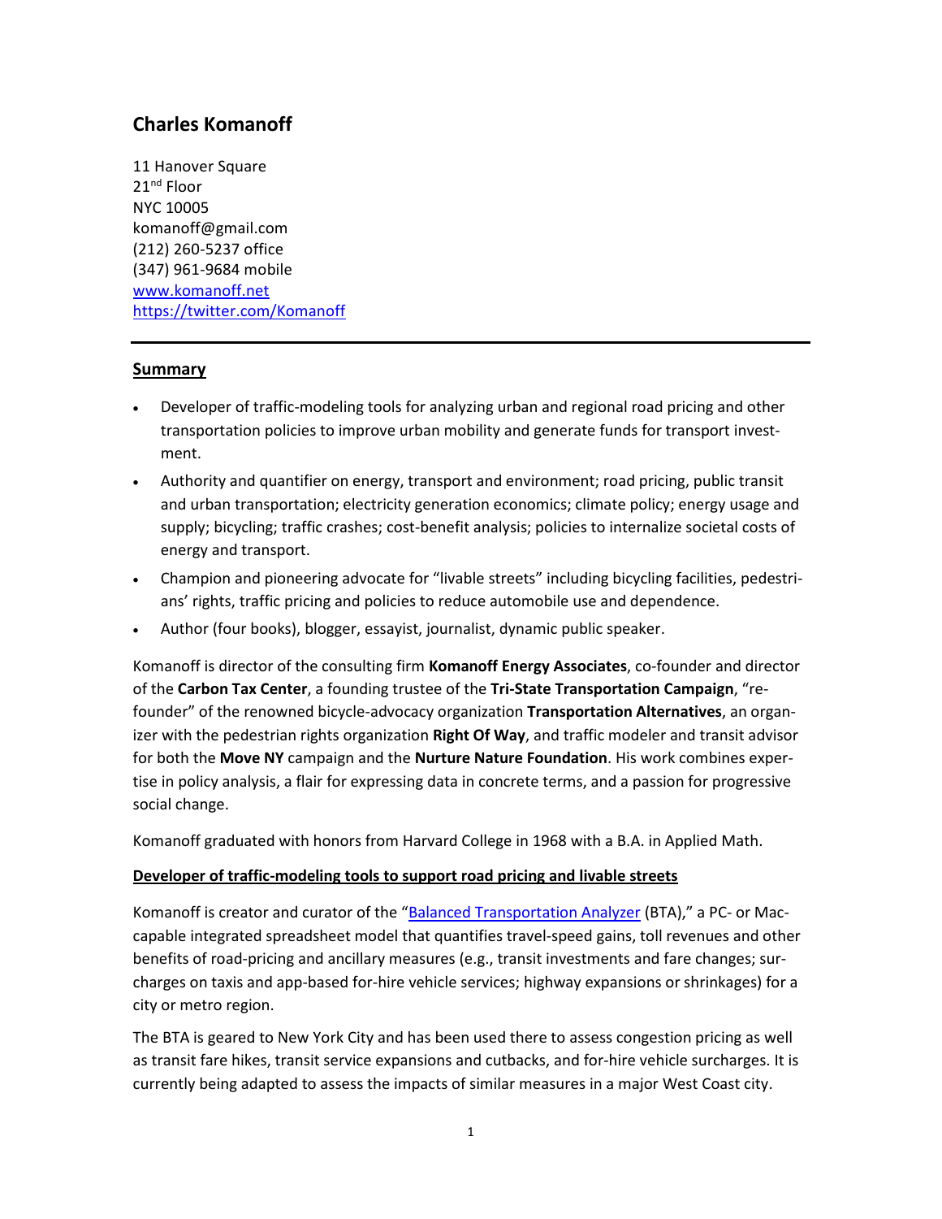# Charles Komanoff

11 Hanover Square
21st Floor
NYC 10005
komanoff@gmail.com
(212) 260-5237 office
(347) 961-9684 mobile
[www.komanoff.net](www.komanoff.net)
[https://twitter.com/Komanoff](https://twitter.com/Komanoff)

---

## Summary

- Developer of traffic-modeling tools for analyzing urban and regional road pricing and other transportation policies to improve urban mobility and generate funds for transport investment.
- Authority and quantifier on energy, transport and environment; road pricing, public transit and urban transportation; electricity generation economics; climate policy; energy usage and supply; bicycling; traffic crashes; cost-benefit analysis; policies to internalize societal costs of energy and transport.
- Champion and pioneering advocate for "livable streets" including bicycling facilities, pedestrians' rights, traffic pricing and policies to reduce automobile use and dependence.
- Author (four books), blogger, essayist, journalist, dynamic public speaker.

Komanoff is director of the consulting firm **Komanoff Energy Associates**, co-founder and director of the **Carbon Tax Center**, a founding trustee of the **Tri-State Transportation Campaign**, "re-founder" of the renowned bicycle-advocacy organization **Transportation Alternatives**, an organizer with the pedestrian rights organization **Right Of Way**, and traffic modeler and transit advisor for both the **Move NY** campaign and the **Nurture Nature Foundation**. His work combines expertise in policy analysis, a flair for expressing data in concrete terms, and a passion for progressive social change.

Komanoff graduated with honors from Harvard College in 1968 with a B.A. in Applied Math.

### Developer of traffic-modeling tools to support road pricing and livable streets

Komanoff is creator and curator of the "Balanced Transportation Analyzer (BTA)," a PC- or Mac-capable integrated spreadsheet model that quantifies travel-speed gains, toll revenues and other benefits of road-pricing and ancillary measures (e.g., transit investments and fare changes; surcharges on taxis and app-based for-hire vehicle services; highway expansions or shrinkages) for a city or metro region.

The BTA is geared to New York City and has been used there to assess congestion pricing as well as transit fare hikes, transit service expansions and cutbacks, and for-hire vehicle surcharges. It is currently being adapted to assess the impacts of similar measures in a major West Coast city.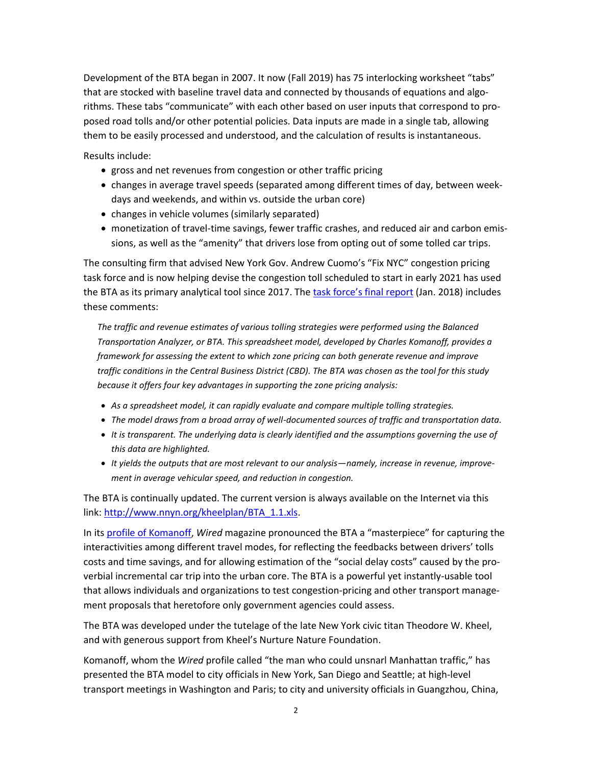Development of the BTA began in 2007. It now (Fall 2019) has 75 interlocking worksheet "tabs" that are stocked with baseline travel data and connected by thousands of equations and algorithms. These tabs "communicate" with each other based on user inputs that correspond to proposed road tolls and/or other potential policies. Data inputs are made in a single tab, allowing them to be easily processed and understood, and the calculation of results is instantaneous.

Results include:

- gross and net revenues from congestion or other traffic pricing
- changes in average travel speeds (separated among different times of day, between weekdays and weekends, and within vs. outside the urban core)
- changes in vehicle volumes (similarly separated)
- monetization of travel-time savings, fewer traffic crashes, and reduced air and carbon emissions, as well as the "amenity" that drivers lose from opting out of some tolled car trips.

The consulting firm that advised New York Gov. Andrew Cuomo's "Fix NYC" congestion pricing task force and is now helping devise the congestion toll scheduled to start in early 2021 has used the BTA as its primary analytical tool since 2017. The task force's final report (Jan. 2018) includes these comments:

> *The traffic and revenue estimates of various tolling strategies were performed using the Balanced Transportation Analyzer, or BTA. This spreadsheet model, developed by Charles Komanoff, provides a framework for assessing the extent to which zone pricing can both generate revenue and improve traffic conditions in the Central Business District (CBD). The BTA was chosen as the tool for this study because it offers four key advantages in supporting the zone pricing analysis:*
>
> - *As a spreadsheet model, it can rapidly evaluate and compare multiple tolling strategies.*
> - *The model draws from a broad array of well-documented sources of traffic and transportation data.*
> - *It is transparent. The underlying data is clearly identified and the assumptions governing the use of this data are highlighted.*
> - *It yields the outputs that are most relevant to our analysis—namely, increase in revenue, improvement in average vehicular speed, and reduction in congestion.*

The BTA is continually updated. The current version is always available on the Internet via this link: http://www.nnyn.org/kheelplan/BTA_1.1.xls.

In its profile of Komanoff, *Wired* magazine pronounced the BTA a "masterpiece" for capturing the interactivities among different travel modes, for reflecting the feedbacks between drivers' tolls costs and time savings, and for allowing estimation of the "social delay costs" caused by the proverbial incremental car trip into the urban core. The BTA is a powerful yet instantly-usable tool that allows individuals and organizations to test congestion-pricing and other transport management proposals that heretofore only government agencies could assess.

The BTA was developed under the tutelage of the late New York civic titan Theodore W. Kheel, and with generous support from Kheel's Nurture Nature Foundation.

Komanoff, whom the *Wired* profile called "the man who could unsnarl Manhattan traffic," has presented the BTA model to city officials in New York, San Diego and Seattle; at high-level transport meetings in Washington and Paris; to city and university officials in Guangzhou, China,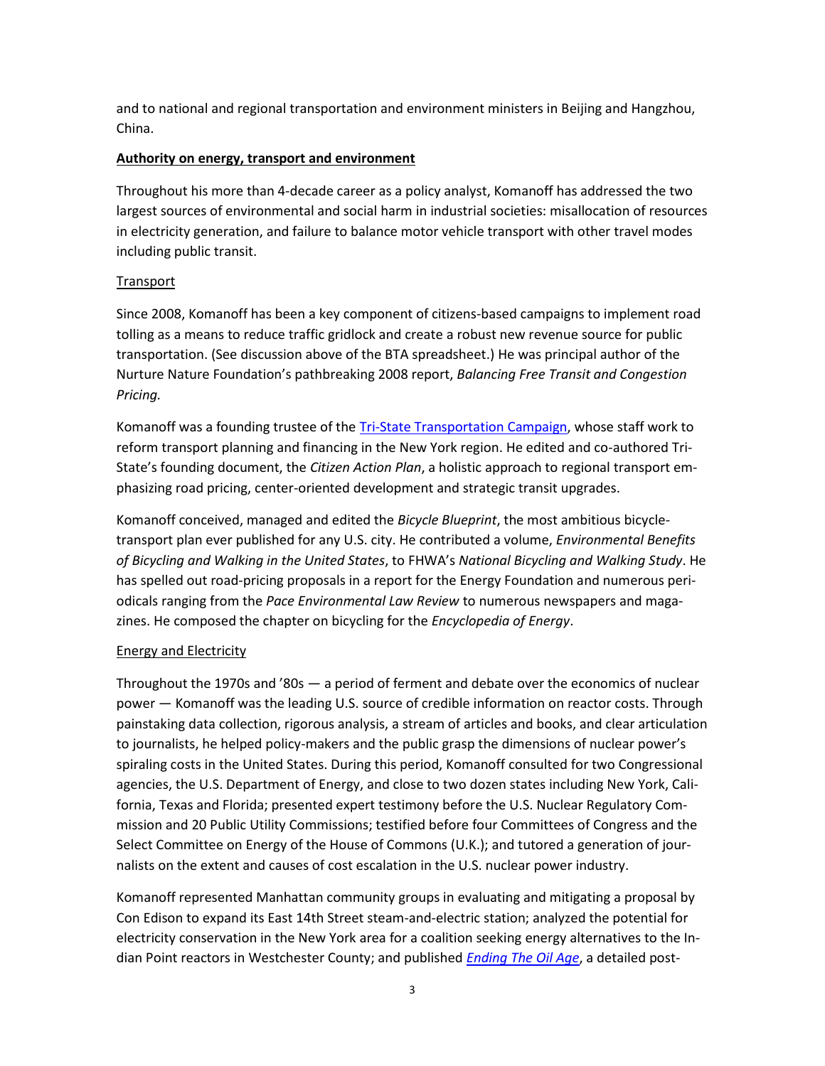and to national and regional transportation and environment ministers in Beijing and Hangzhou, China.

## Authority on energy, transport and environment

Throughout his more than 4-decade career as a policy analyst, Komanoff has addressed the two largest sources of environmental and social harm in industrial societies: misallocation of resources in electricity generation, and failure to balance motor vehicle transport with other travel modes including public transit.

### Transport

Since 2008, Komanoff has been a key component of citizens-based campaigns to implement road tolling as a means to reduce traffic gridlock and create a robust new revenue source for public transportation. (See discussion above of the BTA spreadsheet.) He was principal author of the Nurture Nature Foundation's pathbreaking 2008 report, *Balancing Free Transit and Congestion Pricing.*

Komanoff was a founding trustee of the [Tri-State Transportation Campaign](), whose staff work to reform transport planning and financing in the New York region. He edited and co-authored Tri-State's founding document, the *Citizen Action Plan*, a holistic approach to regional transport emphasizing road pricing, center-oriented development and strategic transit upgrades.

Komanoff conceived, managed and edited the *Bicycle Blueprint*, the most ambitious bicycle-transport plan ever published for any U.S. city. He contributed a volume, *Environmental Benefits of Bicycling and Walking in the United States*, to FHWA's *National Bicycling and Walking Study*. He has spelled out road-pricing proposals in a report for the Energy Foundation and numerous periodicals ranging from the *Pace Environmental Law Review* to numerous newspapers and magazines. He composed the chapter on bicycling for the *Encyclopedia of Energy*.

### Energy and Electricity

Throughout the 1970s and '80s — a period of ferment and debate over the economics of nuclear power — Komanoff was the leading U.S. source of credible information on reactor costs. Through painstaking data collection, rigorous analysis, a stream of articles and books, and clear articulation to journalists, he helped policy-makers and the public grasp the dimensions of nuclear power's spiraling costs in the United States. During this period, Komanoff consulted for two Congressional agencies, the U.S. Department of Energy, and close to two dozen states including New York, California, Texas and Florida; presented expert testimony before the U.S. Nuclear Regulatory Commission and 20 Public Utility Commissions; testified before four Committees of Congress and the Select Committee on Energy of the House of Commons (U.K.); and tutored a generation of journalists on the extent and causes of cost escalation in the U.S. nuclear power industry.

Komanoff represented Manhattan community groups in evaluating and mitigating a proposal by Con Edison to expand its East 14th Street steam-and-electric station; analyzed the potential for electricity conservation in the New York area for a coalition seeking energy alternatives to the Indian Point reactors in Westchester County; and published [*Ending The Oil Age*](), a detailed post-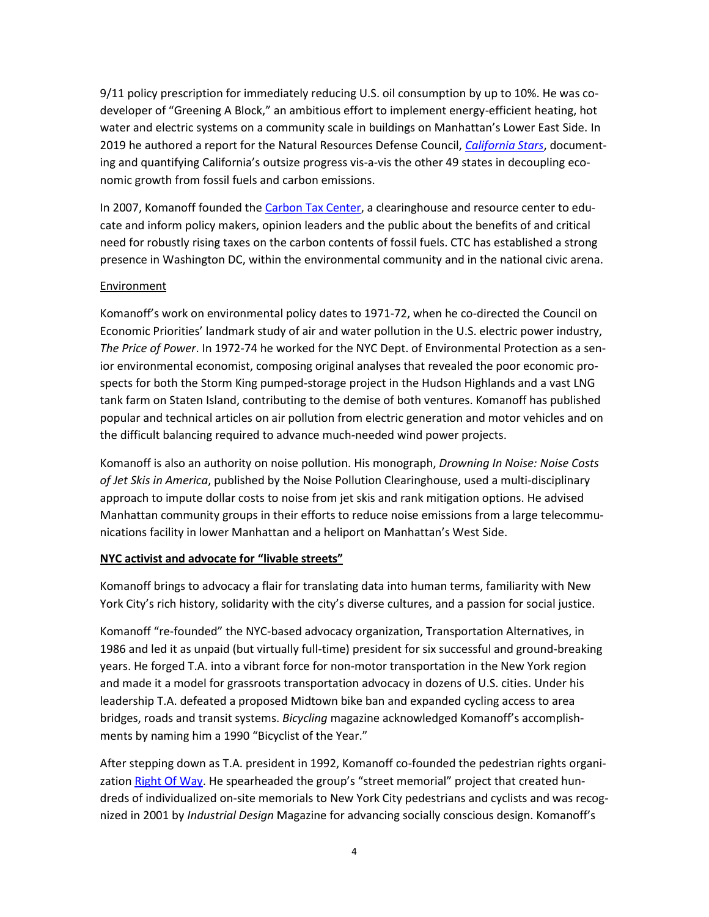9/11 policy prescription for immediately reducing U.S. oil consumption by up to 10%. He was co-developer of "Greening A Block," an ambitious effort to implement energy-efficient heating, hot water and electric systems on a community scale in buildings on Manhattan's Lower East Side. In 2019 he authored a report for the Natural Resources Defense Council, *California Stars*, documenting and quantifying California's outsize progress vis-a-vis the other 49 states in decoupling economic growth from fossil fuels and carbon emissions.

In 2007, Komanoff founded the Carbon Tax Center, a clearinghouse and resource center to educate and inform policy makers, opinion leaders and the public about the benefits of and critical need for robustly rising taxes on the carbon contents of fossil fuels. CTC has established a strong presence in Washington DC, within the environmental community and in the national civic arena.

Environment

Komanoff's work on environmental policy dates to 1971-72, when he co-directed the Council on Economic Priorities' landmark study of air and water pollution in the U.S. electric power industry, *The Price of Power*. In 1972-74 he worked for the NYC Dept. of Environmental Protection as a senior environmental economist, composing original analyses that revealed the poor economic prospects for both the Storm King pumped-storage project in the Hudson Highlands and a vast LNG tank farm on Staten Island, contributing to the demise of both ventures. Komanoff has published popular and technical articles on air pollution from electric generation and motor vehicles and on the difficult balancing required to advance much-needed wind power projects.

Komanoff is also an authority on noise pollution. His monograph, *Drowning In Noise: Noise Costs of Jet Skis in America*, published by the Noise Pollution Clearinghouse, used a multi-disciplinary approach to impute dollar costs to noise from jet skis and rank mitigation options. He advised Manhattan community groups in their efforts to reduce noise emissions from a large telecommunications facility in lower Manhattan and a heliport on Manhattan's West Side.

**NYC activist and advocate for "livable streets"**

Komanoff brings to advocacy a flair for translating data into human terms, familiarity with New York City's rich history, solidarity with the city's diverse cultures, and a passion for social justice.

Komanoff "re-founded" the NYC-based advocacy organization, Transportation Alternatives, in 1986 and led it as unpaid (but virtually full-time) president for six successful and ground-breaking years. He forged T.A. into a vibrant force for non-motor transportation in the New York region and made it a model for grassroots transportation advocacy in dozens of U.S. cities. Under his leadership T.A. defeated a proposed Midtown bike ban and expanded cycling access to area bridges, roads and transit systems. *Bicycling* magazine acknowledged Komanoff's accomplishments by naming him a 1990 "Bicyclist of the Year."

After stepping down as T.A. president in 1992, Komanoff co-founded the pedestrian rights organization Right Of Way. He spearheaded the group's "street memorial" project that created hundreds of individualized on-site memorials to New York City pedestrians and cyclists and was recognized in 2001 by *Industrial Design* Magazine for advancing socially conscious design. Komanoff's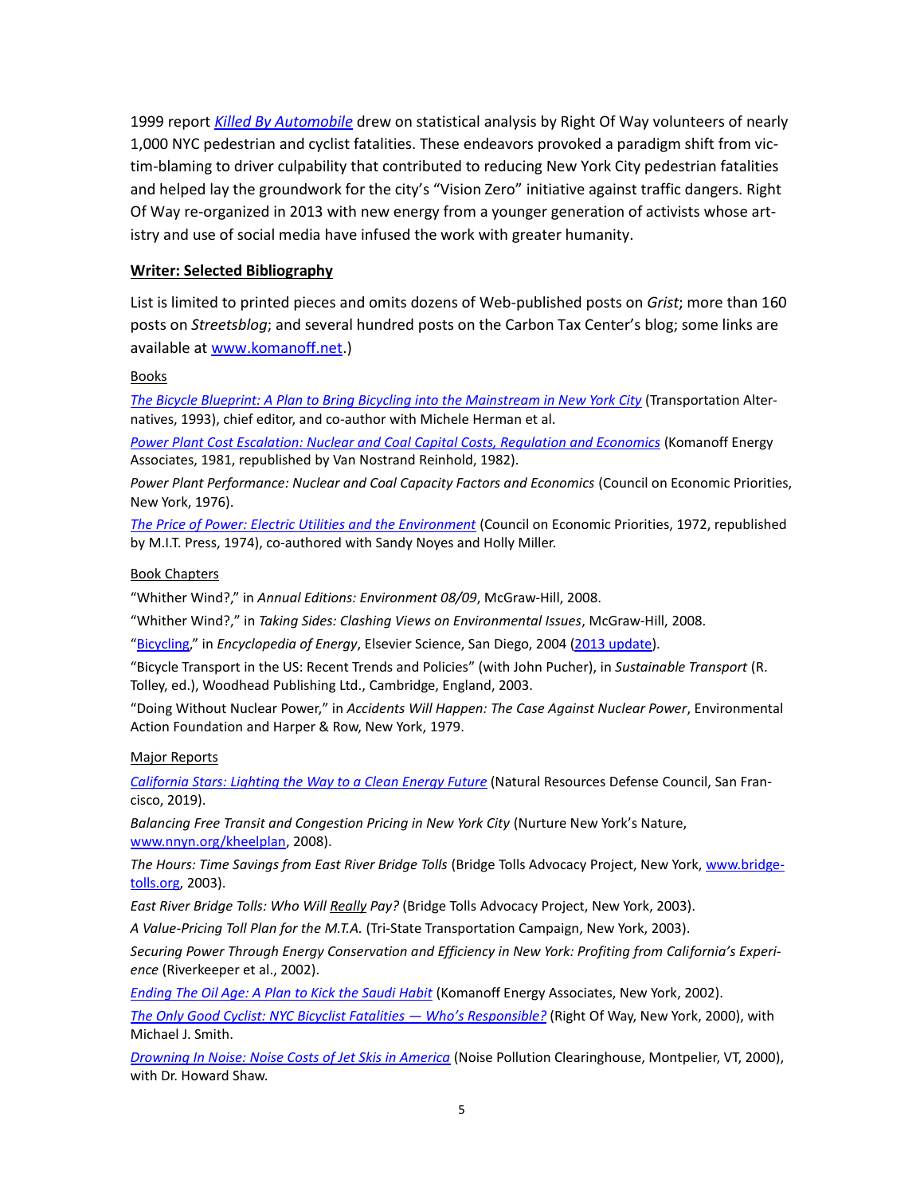1999 report *Killed By Automobile* drew on statistical analysis by Right Of Way volunteers of nearly 1,000 NYC pedestrian and cyclist fatalities. These endeavors provoked a paradigm shift from victim-blaming to driver culpability that contributed to reducing New York City pedestrian fatalities and helped lay the groundwork for the city's "Vision Zero" initiative against traffic dangers. Right Of Way re-organized in 2013 with new energy from a younger generation of activists whose artistry and use of social media have infused the work with greater humanity.

## Writer: Selected Bibliography

List is limited to printed pieces and omits dozens of Web-published posts on *Grist*; more than 160 posts on *Streetsblog*; and several hundred posts on the Carbon Tax Center's blog; some links are available at www.komanoff.net.)

### Books

*The Bicycle Blueprint: A Plan to Bring Bicycling into the Mainstream in New York City* (Transportation Alternatives, 1993), chief editor, and co-author with Michele Herman et al.

*Power Plant Cost Escalation: Nuclear and Coal Capital Costs, Regulation and Economics* (Komanoff Energy Associates, 1981, republished by Van Nostrand Reinhold, 1982).

*Power Plant Performance: Nuclear and Coal Capacity Factors and Economics* (Council on Economic Priorities, New York, 1976).

*The Price of Power: Electric Utilities and the Environment* (Council on Economic Priorities, 1972, republished by M.I.T. Press, 1974), co-authored with Sandy Noyes and Holly Miller.

### Book Chapters

"Whither Wind?," in *Annual Editions: Environment 08/09*, McGraw-Hill, 2008.

"Whither Wind?," in *Taking Sides: Clashing Views on Environmental Issues*, McGraw-Hill, 2008.

"Bicycling," in *Encyclopedia of Energy*, Elsevier Science, San Diego, 2004 (2013 update).

"Bicycle Transport in the US: Recent Trends and Policies" (with John Pucher), in *Sustainable Transport* (R. Tolley, ed.), Woodhead Publishing Ltd., Cambridge, England, 2003.

"Doing Without Nuclear Power," in *Accidents Will Happen: The Case Against Nuclear Power*, Environmental Action Foundation and Harper & Row, New York, 1979.

### Major Reports

*California Stars: Lighting the Way to a Clean Energy Future* (Natural Resources Defense Council, San Francisco, 2019).

*Balancing Free Transit and Congestion Pricing in New York City* (Nurture New York's Nature, www.nnyn.org/kheelplan, 2008).

*The Hours: Time Savings from East River Bridge Tolls* (Bridge Tolls Advocacy Project, New York, www.bridgetolls.org, 2003).

*East River Bridge Tolls: Who Will Really Pay?* (Bridge Tolls Advocacy Project, New York, 2003).

*A Value-Pricing Toll Plan for the M.T.A.* (Tri-State Transportation Campaign, New York, 2003).

*Securing Power Through Energy Conservation and Efficiency in New York: Profiting from California's Experience* (Riverkeeper et al., 2002).

*Ending The Oil Age: A Plan to Kick the Saudi Habit* (Komanoff Energy Associates, New York, 2002).

*The Only Good Cyclist: NYC Bicyclist Fatalities — Who's Responsible?* (Right Of Way, New York, 2000), with Michael J. Smith.

*Drowning In Noise: Noise Costs of Jet Skis in America* (Noise Pollution Clearinghouse, Montpelier, VT, 2000), with Dr. Howard Shaw.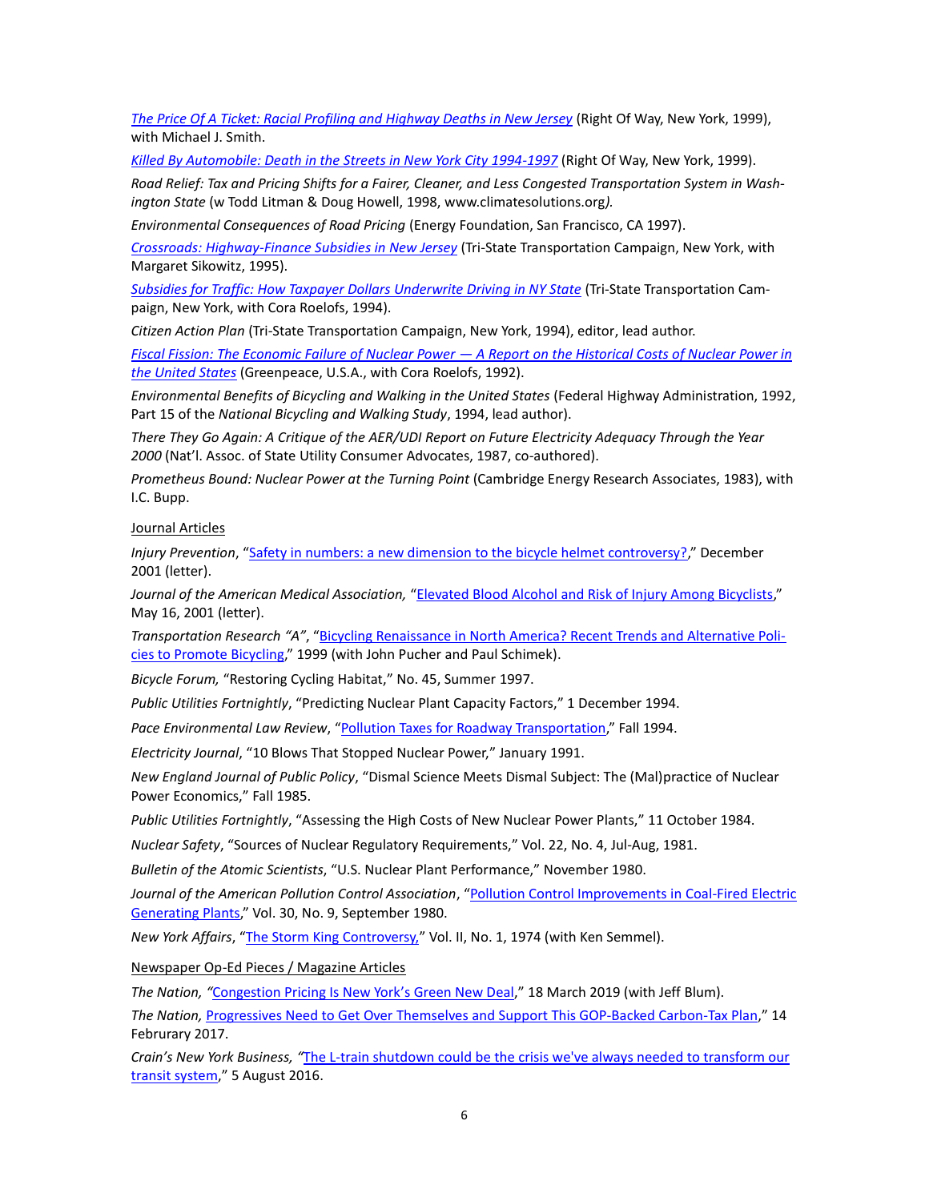*The Price Of A Ticket: Racial Profiling and Highway Deaths in New Jersey* (Right Of Way, New York, 1999), with Michael J. Smith.

*Killed By Automobile: Death in the Streets in New York City 1994-1997* (Right Of Way, New York, 1999).

*Road Relief: Tax and Pricing Shifts for a Fairer, Cleaner, and Less Congested Transportation System in Washington State* (w Todd Litman & Doug Howell, 1998, www.climatesolutions.org*).*

*Environmental Consequences of Road Pricing* (Energy Foundation, San Francisco, CA 1997).

*Crossroads: Highway-Finance Subsidies in New Jersey* (Tri-State Transportation Campaign, New York, with Margaret Sikowitz, 1995).

*Subsidies for Traffic: How Taxpayer Dollars Underwrite Driving in NY State* (Tri-State Transportation Campaign, New York, with Cora Roelofs, 1994).

*Citizen Action Plan* (Tri-State Transportation Campaign, New York, 1994), editor, lead author.

*Fiscal Fission: The Economic Failure of Nuclear Power — A Report on the Historical Costs of Nuclear Power in the United States* (Greenpeace, U.S.A., with Cora Roelofs, 1992).

*Environmental Benefits of Bicycling and Walking in the United States* (Federal Highway Administration, 1992, Part 15 of the *National Bicycling and Walking Study*, 1994, lead author).

*There They Go Again: A Critique of the AER/UDI Report on Future Electricity Adequacy Through the Year 2000* (Nat'l. Assoc. of State Utility Consumer Advocates, 1987, co-authored).

*Prometheus Bound: Nuclear Power at the Turning Point* (Cambridge Energy Research Associates, 1983), with I.C. Bupp.

Journal Articles

*Injury Prevention*, "Safety in numbers: a new dimension to the bicycle helmet controversy?," December 2001 (letter).

*Journal of the American Medical Association,* "Elevated Blood Alcohol and Risk of Injury Among Bicyclists," May 16, 2001 (letter).

*Transportation Research "A"*, "Bicycling Renaissance in North America? Recent Trends and Alternative Policies to Promote Bicycling," 1999 (with John Pucher and Paul Schimek).

*Bicycle Forum,* "Restoring Cycling Habitat," No. 45, Summer 1997.

*Public Utilities Fortnightly*, "Predicting Nuclear Plant Capacity Factors," 1 December 1994.

*Pace Environmental Law Review*, "Pollution Taxes for Roadway Transportation," Fall 1994.

*Electricity Journal*, "10 Blows That Stopped Nuclear Power," January 1991.

*New England Journal of Public Policy*, "Dismal Science Meets Dismal Subject: The (Mal)practice of Nuclear Power Economics," Fall 1985.

*Public Utilities Fortnightly*, "Assessing the High Costs of New Nuclear Power Plants," 11 October 1984.

*Nuclear Safety*, "Sources of Nuclear Regulatory Requirements," Vol. 22, No. 4, Jul-Aug, 1981.

*Bulletin of the Atomic Scientists*, "U.S. Nuclear Plant Performance," November 1980.

*Journal of the American Pollution Control Association*, "Pollution Control Improvements in Coal-Fired Electric Generating Plants," Vol. 30, No. 9, September 1980.

*New York Affairs*, "The Storm King Controversy," Vol. II, No. 1, 1974 (with Ken Semmel).

Newspaper Op-Ed Pieces / Magazine Articles

*The Nation, "*Congestion Pricing Is New York's Green New Deal," 18 March 2019 (with Jeff Blum).

*The Nation,* Progressives Need to Get Over Themselves and Support This GOP-Backed Carbon-Tax Plan," 14 Februrary 2017.

*Crain's New York Business, "*The L-train shutdown could be the crisis we've always needed to transform our transit system," 5 August 2016.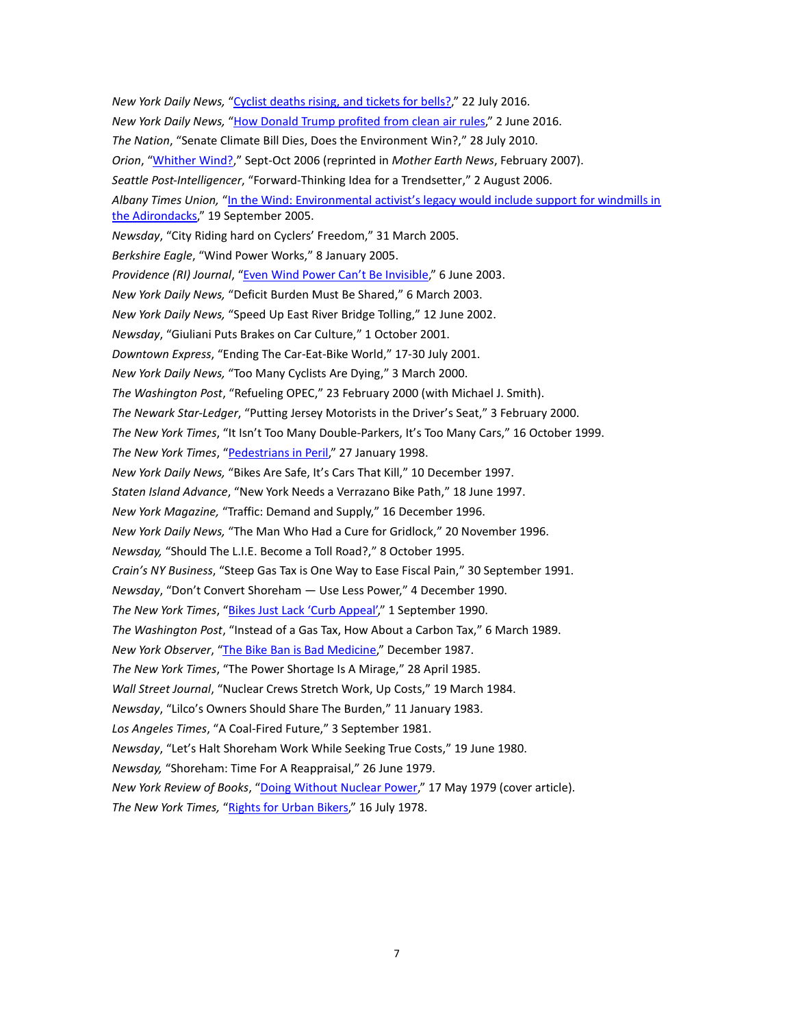*New York Daily News,* "Cyclist deaths rising, and tickets for bells?," 22 July 2016.

*New York Daily News,* "How Donald Trump profited from clean air rules," 2 June 2016.

*The Nation*, "Senate Climate Bill Dies, Does the Environment Win?," 28 July 2010.

*Orion*, "Whither Wind?," Sept-Oct 2006 (reprinted in *Mother Earth News*, February 2007).

*Seattle Post-Intelligencer*, "Forward-Thinking Idea for a Trendsetter," 2 August 2006.

*Albany Times Union,* "In the Wind: Environmental activist's legacy would include support for windmills in the Adirondacks," 19 September 2005.

*Newsday*, "City Riding hard on Cyclers' Freedom," 31 March 2005.

*Berkshire Eagle*, "Wind Power Works," 8 January 2005.

*Providence (RI) Journal*, "Even Wind Power Can't Be Invisible," 6 June 2003.

*New York Daily News,* "Deficit Burden Must Be Shared," 6 March 2003.

*New York Daily News,* "Speed Up East River Bridge Tolling," 12 June 2002.

*Newsday*, "Giuliani Puts Brakes on Car Culture," 1 October 2001.

*Downtown Express*, "Ending The Car-Eat-Bike World," 17-30 July 2001.

*New York Daily News,* "Too Many Cyclists Are Dying," 3 March 2000.

*The Washington Post*, "Refueling OPEC," 23 February 2000 (with Michael J. Smith).

*The Newark Star-Ledger*, "Putting Jersey Motorists in the Driver's Seat," 3 February 2000.

*The New York Times*, "It Isn't Too Many Double-Parkers, It's Too Many Cars," 16 October 1999.

*The New York Times*, "Pedestrians in Peril," 27 January 1998.

*New York Daily News,* "Bikes Are Safe, It's Cars That Kill," 10 December 1997.

*Staten Island Advance*, "New York Needs a Verrazano Bike Path," 18 June 1997.

*New York Magazine,* "Traffic: Demand and Supply," 16 December 1996.

*New York Daily News,* "The Man Who Had a Cure for Gridlock," 20 November 1996.

*Newsday,* "Should The L.I.E. Become a Toll Road?," 8 October 1995.

*Crain's NY Business*, "Steep Gas Tax is One Way to Ease Fiscal Pain," 30 September 1991.

*Newsday*, "Don't Convert Shoreham — Use Less Power," 4 December 1990.

*The New York Times*, "Bikes Just Lack 'Curb Appeal'," 1 September 1990.

*The Washington Post*, "Instead of a Gas Tax, How About a Carbon Tax," 6 March 1989.

*New York Observer*, "The Bike Ban is Bad Medicine," December 1987.

*The New York Times*, "The Power Shortage Is A Mirage," 28 April 1985.

*Wall Street Journal*, "Nuclear Crews Stretch Work, Up Costs," 19 March 1984.

*Newsday*, "Lilco's Owners Should Share The Burden," 11 January 1983.

*Los Angeles Times*, "A Coal-Fired Future," 3 September 1981.

*Newsday*, "Let's Halt Shoreham Work While Seeking True Costs," 19 June 1980.

*Newsday,* "Shoreham: Time For A Reappraisal," 26 June 1979.

*New York Review of Books*, "Doing Without Nuclear Power," 17 May 1979 (cover article).

*The New York Times,* "Rights for Urban Bikers," 16 July 1978.